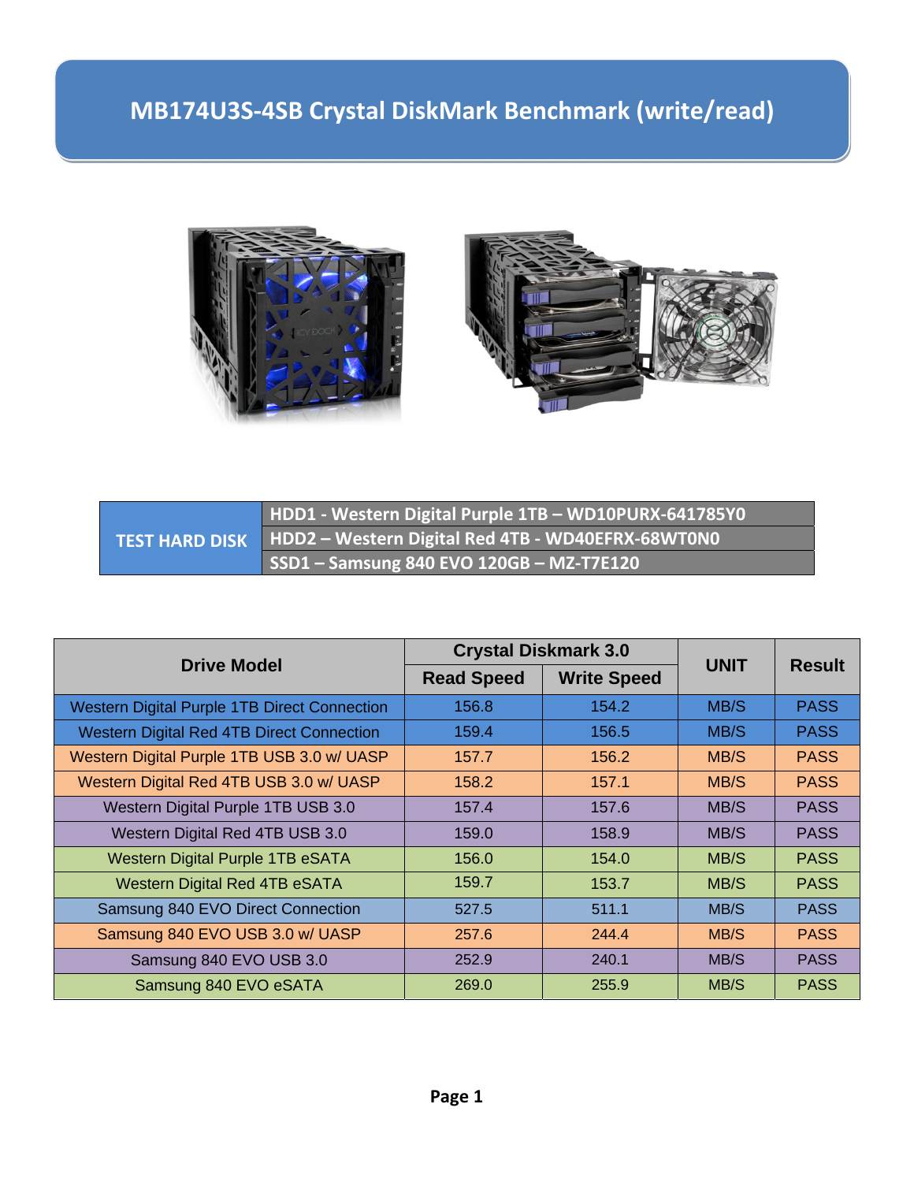# MB174U3S-4SB Crystal DiskMark Benchmark (write/read)

| TEST HARD DISK | |
|---|---|
| | HDD1 - Western Digital Purple 1TB – WD10PURX-641785Y0 |
| | HDD2 – Western Digital Red 4TB - WD40EFRX-68WT0N0 |
| | SSD1 – Samsung 840 EVO 120GB – MZ-T7E120 |

| Drive Model | Crystal Diskmark 3.0 | | UNIT | Result |
|---|---|---|---|---|
| | Read Speed | Write Speed | | |
| Western Digital Purple 1TB Direct Connection | 156.8 | 154.2 | MB/S | PASS |
| Western Digital Red 4TB Direct Connection | 159.4 | 156.5 | MB/S | PASS |
| Western Digital Purple 1TB USB 3.0 w/ UASP | 157.7 | 156.2 | MB/S | PASS |
| Western Digital Red 4TB USB 3.0 w/ UASP | 158.2 | 157.1 | MB/S | PASS |
| Western Digital Purple 1TB USB 3.0 | 157.4 | 157.6 | MB/S | PASS |
| Western Digital Red 4TB USB 3.0 | 159.0 | 158.9 | MB/S | PASS |
| Western Digital Purple 1TB eSATA | 156.0 | 154.0 | MB/S | PASS |
| Western Digital Red 4TB eSATA | 159.7 | 153.7 | MB/S | PASS |
| Samsung 840 EVO Direct Connection | 527.5 | 511.1 | MB/S | PASS |
| Samsung 840 EVO USB 3.0 w/ UASP | 257.6 | 244.4 | MB/S | PASS |
| Samsung 840 EVO USB 3.0 | 252.9 | 240.1 | MB/S | PASS |
| Samsung 840 EVO eSATA | 269.0 | 255.9 | MB/S | PASS |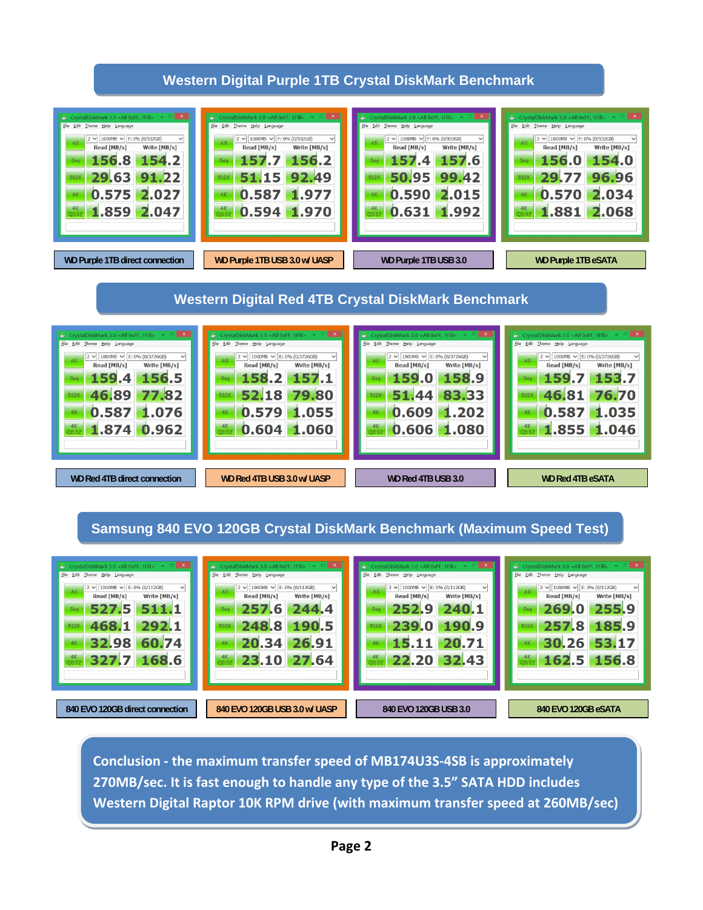## Western Digital Purple 1TB Crystal DiskMark Benchmark

| | WD Purple 1TB direct connection | | WD Purple 1TB USB 3.0 w/ UASP | | WD Purple 1TB USB 3.0 | | WD Purple 1TB eSATA | |
|---|---|---|---|---|---|---|---|---|
| | Read [MB/s] | Write [MB/s] | Read [MB/s] | Write [MB/s] | Read [MB/s] | Write [MB/s] | Read [MB/s] | Write [MB/s] |
| Seq | 156.8 | 154.2 | 157.7 | 156.2 | 157.4 | 157.6 | 156.0 | 154.0 |
| 512K | 29.63 | 91.22 | 51.15 | 92.49 | 50.95 | 99.42 | 29.77 | 96.96 |
| 4K | 0.575 | 2.027 | 0.587 | 1.977 | 0.590 | 2.015 | 0.570 | 2.034 |
| 4K QD32 | 1.859 | 2.047 | 0.594 | 1.970 | 0.631 | 1.992 | 1.881 | 2.068 |

## Western Digital Red 4TB Crystal DiskMark Benchmark

| | WD Red 4TB direct connection | | WD Red 4TB USB 3.0 w/ UASP | | WD Red 4TB USB 3.0 | | WD Red 4TB eSATA | |
|---|---|---|---|---|---|---|---|---|
| | Read [MB/s] | Write [MB/s] | Read [MB/s] | Write [MB/s] | Read [MB/s] | Write [MB/s] | Read [MB/s] | Write [MB/s] |
| Seq | 159.4 | 156.5 | 158.2 | 157.1 | 159.0 | 158.9 | 159.7 | 153.7 |
| 512K | 46.89 | 77.82 | 52.18 | 79.80 | 51.44 | 83.33 | 46.81 | 76.70 |
| 4K | 0.587 | 1.076 | 0.579 | 1.055 | 0.609 | 1.202 | 0.587 | 1.035 |
| 4K QD32 | 1.874 | 0.962 | 0.604 | 1.060 | 0.606 | 1.080 | 1.855 | 1.046 |

## Samsung 840 EVO 120GB Crystal DiskMark Benchmark (Maximum Speed Test)

| | 840 EVO 120GB direct connection | | 840 EVO 120GB USB 3.0 w/ UASP | | 840 EVO 120GB USB 3.0 | | 840 EVO 120GB eSATA | |
|---|---|---|---|---|---|---|---|---|
| | Read [MB/s] | Write [MB/s] | Read [MB/s] | Write [MB/s] | Read [MB/s] | Write [MB/s] | Read [MB/s] | Write [MB/s] |
| Seq | 527.5 | 511.1 | 257.6 | 244.4 | 252.9 | 240.1 | 269.0 | 255.9 |
| 512K | 468.1 | 292.1 | 248.8 | 190.5 | 239.0 | 190.9 | 257.8 | 185.9 |
| 4K | 32.98 | 60.74 | 20.34 | 26.91 | 15.11 | 20.71 | 30.26 | 53.17 |
| 4K QD32 | 327.7 | 168.6 | 23.10 | 27.64 | 22.20 | 32.43 | 162.5 | 156.8 |

**Conclusion - the maximum transfer speed of MB174U3S-4SB is approximately 270MB/sec. It is fast enough to handle any type of the 3.5" SATA HDD includes Western Digital Raptor 10K RPM drive (with maximum transfer speed at 260MB/sec)**